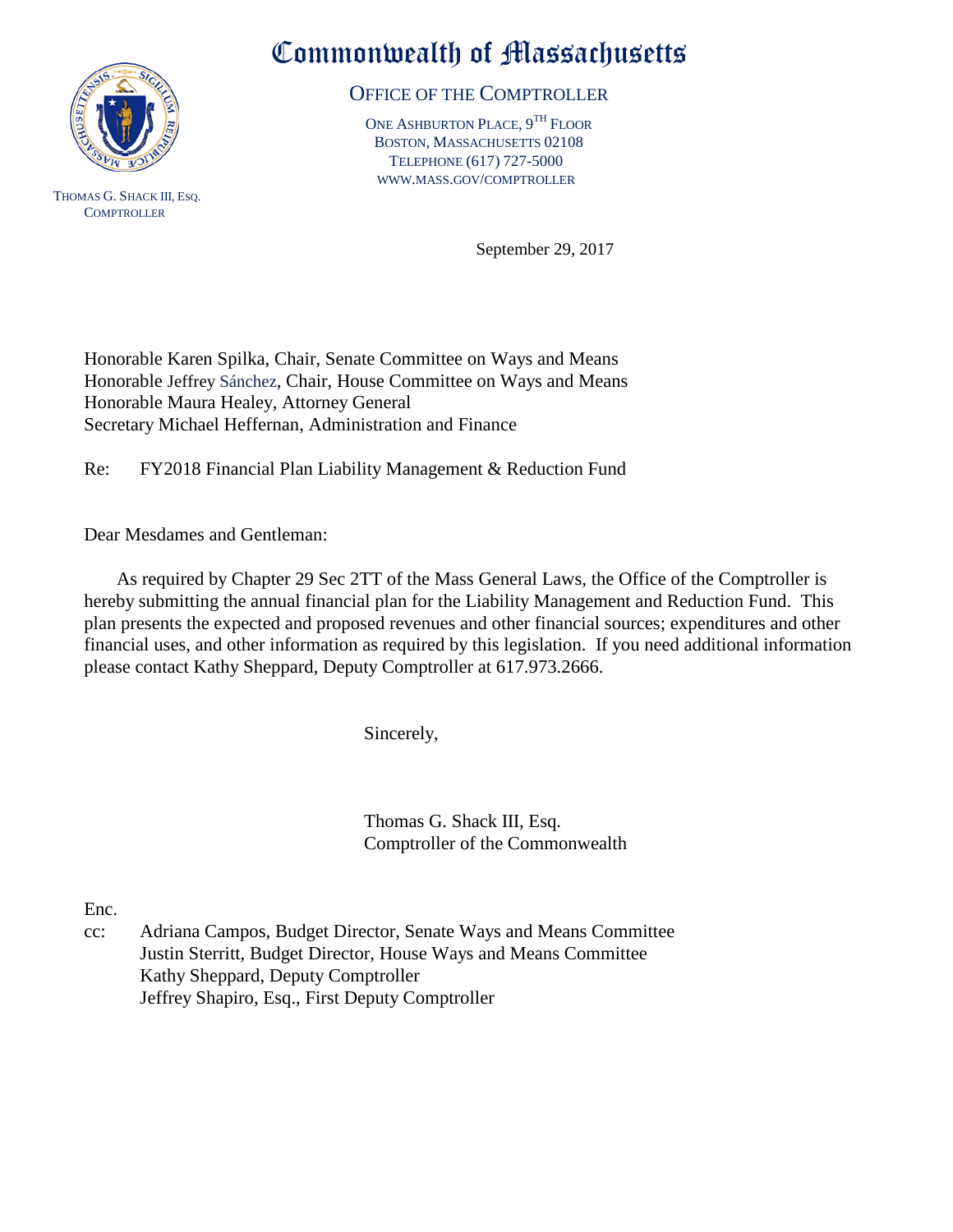# Commonwealth of Massachusetts

## OFFICE OF THE COMPTROLLER

ONE ASHBURTON PLACE, 9TH FLOOR
BOSTON, MASSACHUSETTS 02108
TELEPHONE (617) 727-5000
WWW.MASS.GOV/COMPTROLLER

THOMAS G. SHACK III, ESQ.
COMPTROLLER

September 29, 2017

Honorable Karen Spilka, Chair, Senate Committee on Ways and Means
Honorable Jeffrey Sánchez, Chair, House Committee on Ways and Means
Honorable Maura Healey, Attorney General
Secretary Michael Heffernan, Administration and Finance

Re: FY2018 Financial Plan Liability Management & Reduction Fund

Dear Mesdames and Gentleman:

As required by Chapter 29 Sec 2TT of the Mass General Laws, the Office of the Comptroller is hereby submitting the annual financial plan for the Liability Management and Reduction Fund. This plan presents the expected and proposed revenues and other financial sources; expenditures and other financial uses, and other information as required by this legislation. If you need additional information please contact Kathy Sheppard, Deputy Comptroller at 617.973.2666.

Sincerely,

Thomas G. Shack III, Esq.
Comptroller of the Commonwealth

Enc.

cc: Adriana Campos, Budget Director, Senate Ways and Means Committee
Justin Sterritt, Budget Director, House Ways and Means Committee
Kathy Sheppard, Deputy Comptroller
Jeffrey Shapiro, Esq., First Deputy Comptroller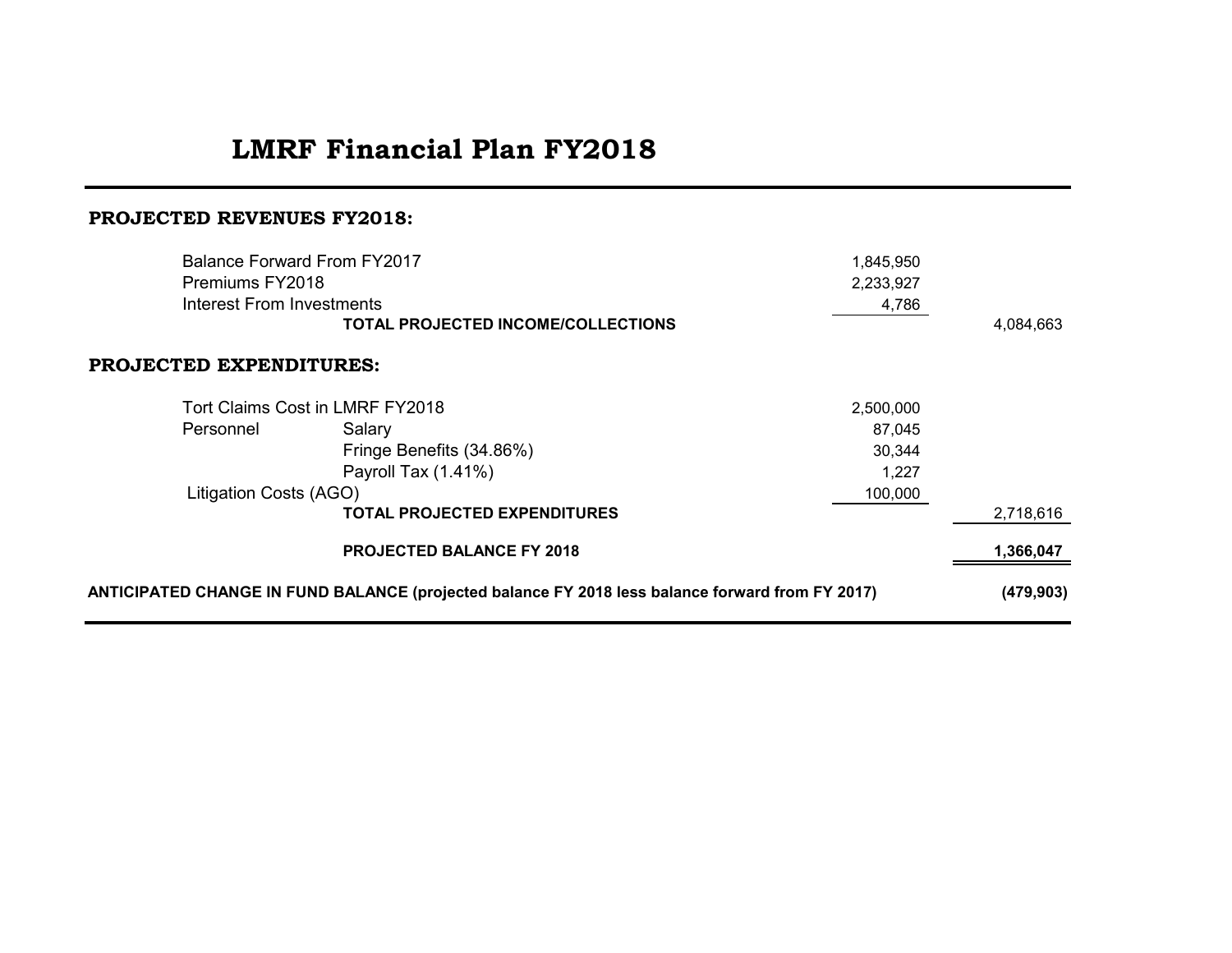# LMRF Financial Plan FY2018

## PROJECTED REVENUES FY2018:

| | | | |
|---|---|---|---|
| Balance Forward From FY2017 | | 1,845,950 | |
| Premiums FY2018 | | 2,233,927 | |
| Interest From Investments | | 4,786 | |
| | **TOTAL PROJECTED INCOME/COLLECTIONS** | | 4,084,663 |

## PROJECTED EXPENDITURES:

| | | | |
|---|---|---|---|
| Tort Claims Cost in LMRF FY2018 | | 2,500,000 | |
| Personnel | Salary | 87,045 | |
| | Fringe Benefits (34.86%) | 30,344 | |
| | Payroll Tax (1.41%) | 1,227 | |
| Litigation Costs (AGO) | | 100,000 | |
| | **TOTAL PROJECTED EXPENDITURES** | | 2,718,616 |
| | **PROJECTED BALANCE FY 2018** | | **1,366,047** |

**ANTICIPATED CHANGE IN FUND BALANCE (projected balance FY 2018 less balance forward from FY 2017)** **(479,903)**